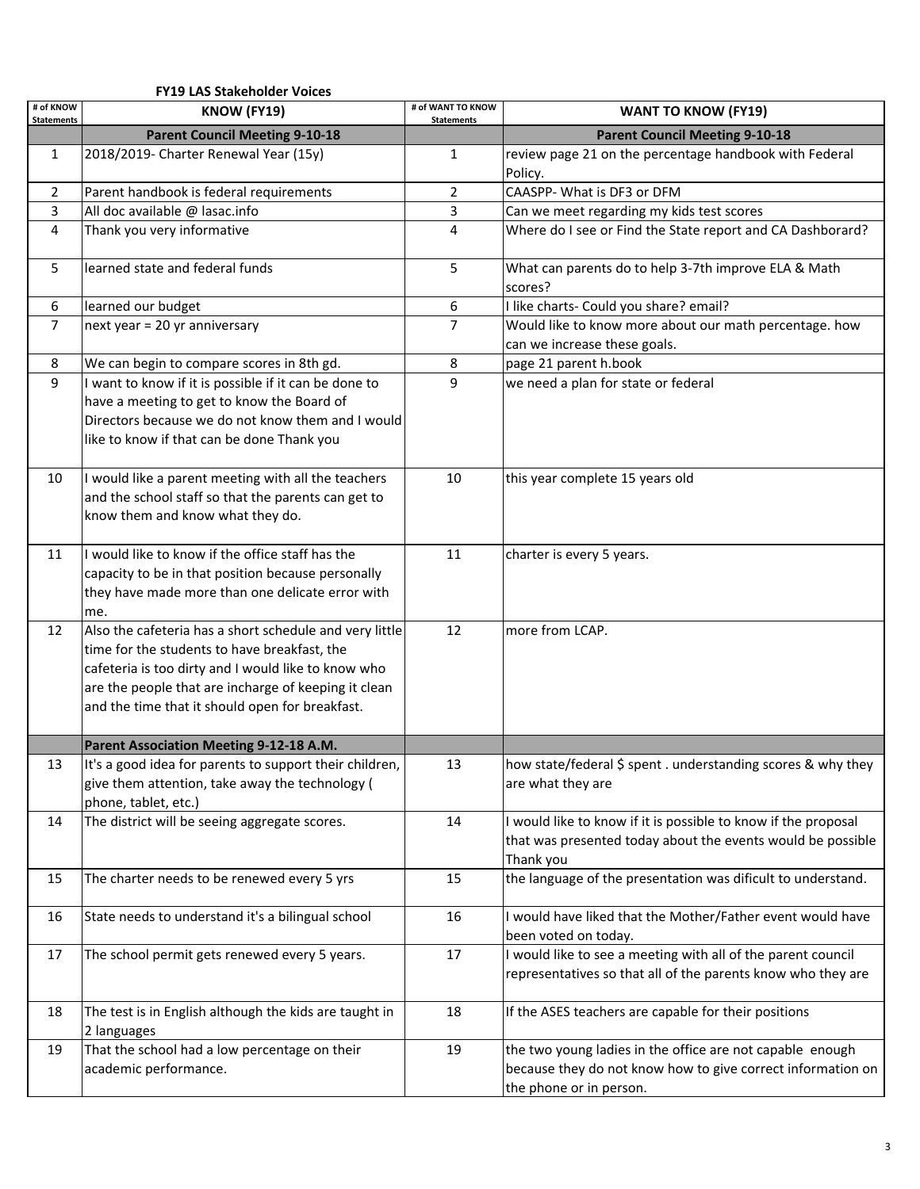**FY19 LAS Stakeholder Voices**

| # of KNOW Statements | KNOW (FY19) | # of WANT TO KNOW Statements | WANT TO KNOW (FY19) |
|---|---|---|---|
| | **Parent Council Meeting 9-10-18** | | **Parent Council Meeting 9-10-18** |
| 1 | 2018/2019- Charter Renewal Year (15y) | 1 | review page 21 on the percentage handbook with Federal Policy. |
| 2 | Parent handbook is federal requirements | 2 | CAASPP- What is DF3 or DFM |
| 3 | All doc available @ lasac.info | 3 | Can we meet regarding my kids test scores |
| 4 | Thank you very informative | 4 | Where do I see or Find the State report and CA Dashborard? |
| 5 | learned state and federal funds | 5 | What can parents do to help 3-7th improve ELA & Math scores? |
| 6 | learned our budget | 6 | I like charts- Could you share? email? |
| 7 | next year = 20 yr anniversary | 7 | Would like to know more about our math percentage. how can we increase these goals. |
| 8 | We can begin to compare scores in 8th gd. | 8 | page 21 parent h.book |
| 9 | I want to know if it is possible if it can be done to have a meeting to get to know the Board of Directors because we do not know them and I would like to know if that can be done Thank you | 9 | we need a plan for state or federal |
| 10 | I would like a parent meeting with all the teachers and the school staff so that the parents can get to know them and know what they do. | 10 | this year complete 15 years old |
| 11 | I would like to know if the office staff has the capacity to be in that position because personally they have made more than one delicate error with me. | 11 | charter is every 5 years. |
| 12 | Also the cafeteria has a short schedule and very little time for the students to have breakfast, the cafeteria is too dirty and I would like to know who are the people that are incharge of keeping it clean and the time that it should open for breakfast. | 12 | more from LCAP. |
| | **Parent Association Meeting 9-12-18 A.M.** | | |
| 13 | It's a good idea for parents to support their children, give them attention, take away the technology ( phone, tablet, etc.) | 13 | how state/federal $ spent . understanding scores & why they are what they are |
| 14 | The district will be seeing aggregate scores. | 14 | I would like to know if it is possible to know if the proposal that was presented today about the events would be possible Thank you |
| 15 | The charter needs to be renewed every 5 yrs | 15 | the language of the presentation was dificult to understand. |
| 16 | State needs to understand it's a bilingual school | 16 | I would have liked that the Mother/Father event would have been voted on today. |
| 17 | The school permit gets renewed every 5 years. | 17 | I would like to see a meeting with all of the parent council representatives so that all of the parents know who they are |
| 18 | The test is in English although the kids are taught in 2 languages | 18 | If the ASES teachers are capable for their positions |
| 19 | That the school had a low percentage on their academic performance. | 19 | the two young ladies in the office are not capable enough because they do not know how to give correct information on the phone or in person. |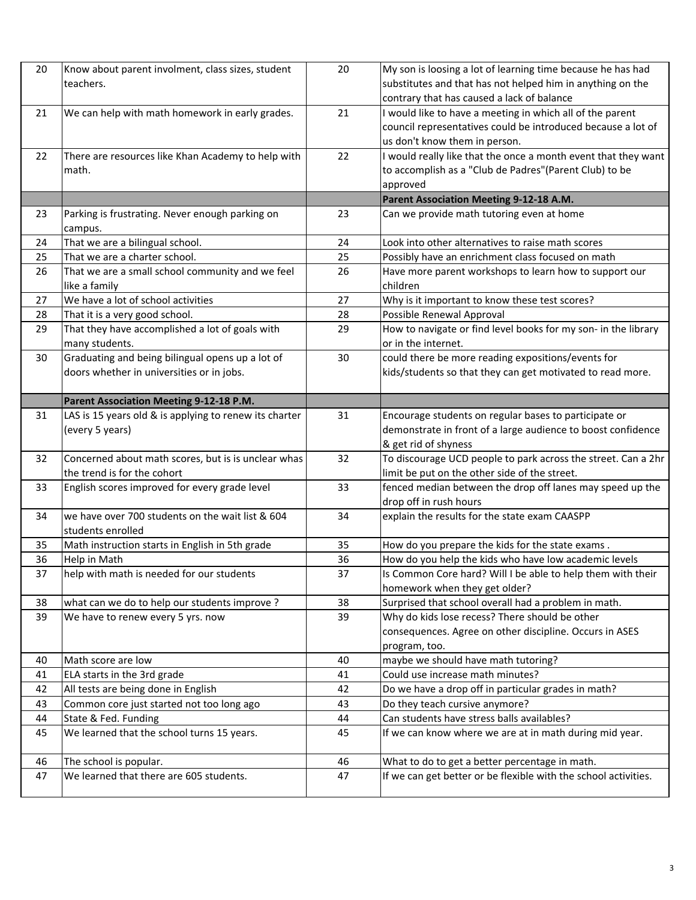| | | | |
|---|---|---|---|
| 20 | Know about parent involment, class sizes, student teachers. | 20 | My son is loosing a lot of learning time because he has had substitutes and that has not helped him in anything on the contrary that has caused a lack of balance |
| 21 | We can help with math homework in early grades. | 21 | I would like to have a meeting in which all of the parent council representatives could be introduced because a lot of us don't know them in person. |
| 22 | There are resources like Khan Academy to help with math. | 22 | I would really like that the once a month event that they want to accomplish as a "Club de Padres"(Parent Club) to be approved |
| | | | **Parent Association Meeting 9-12-18 A.M.** |
| 23 | Parking is frustrating. Never enough parking on campus. | 23 | Can we provide math tutoring even at home |
| 24 | That we are a bilingual school. | 24 | Look into other alternatives to raise math scores |
| 25 | That we are a charter school. | 25 | Possibly have an enrichment class focused on math |
| 26 | That we are a small school community and we feel like a family | 26 | Have more parent workshops to learn how to support our children |
| 27 | We have a lot of school activities | 27 | Why is it important to know these test scores? |
| 28 | That it is a very good school. | 28 | Possible Renewal Approval |
| 29 | That they have accomplished a lot of goals with many students. | 29 | How to navigate or find level books for my son- in the library or in the internet. |
| 30 | Graduating and being bilingual opens up a lot of doors whether in universities or in jobs. | 30 | could there be more reading expositions/events for kids/students so that they can get motivated to read more. |
| | **Parent Association Meeting 9-12-18 P.M.** | | |
| 31 | LAS is 15 years old & is applying to renew its charter (every 5 years) | 31 | Encourage students on regular bases to participate or demonstrate in front of a large audience to boost confidence & get rid of shyness |
| 32 | Concerned about math scores, but is is unclear whas the trend is for the cohort | 32 | To discourage UCD people to park across the street. Can a 2hr limit be put on the other side of the street. |
| 33 | English scores improved for every grade level | 33 | fenced median between the drop off lanes may speed up the drop off in rush hours |
| 34 | we have over 700 students on the wait list & 604 students enrolled | 34 | explain the results for the state exam CAASPP |
| 35 | Math instruction starts in English in 5th grade | 35 | How do you prepare the kids for the state exams . |
| 36 | Help in Math | 36 | How do you help the kids who have low academic levels |
| 37 | help with math is needed for our students | 37 | Is Common Core hard? Will I be able to help them with their homework when they get older? |
| 38 | what can we do to help our students improve ? | 38 | Surprised that school overall had a problem in math. |
| 39 | We have to renew every 5 yrs. now | 39 | Why do kids lose recess? There should be other consequences. Agree on other discipline. Occurs in ASES program, too. |
| 40 | Math score are low | 40 | maybe we should have math tutoring? |
| 41 | ELA starts in the 3rd grade | 41 | Could use increase math minutes? |
| 42 | All tests are being done in English | 42 | Do we have a drop off in particular grades in math? |
| 43 | Common core just started not too long ago | 43 | Do they teach cursive anymore? |
| 44 | State & Fed. Funding | 44 | Can students have stress balls availables? |
| 45 | We learned that the school turns 15 years. | 45 | If we can know where we are at in math during mid year. |
| 46 | The school is popular. | 46 | What to do to get a better percentage in math. |
| 47 | We learned that there are 605 students. | 47 | If we can get better or be flexible with the school activities. |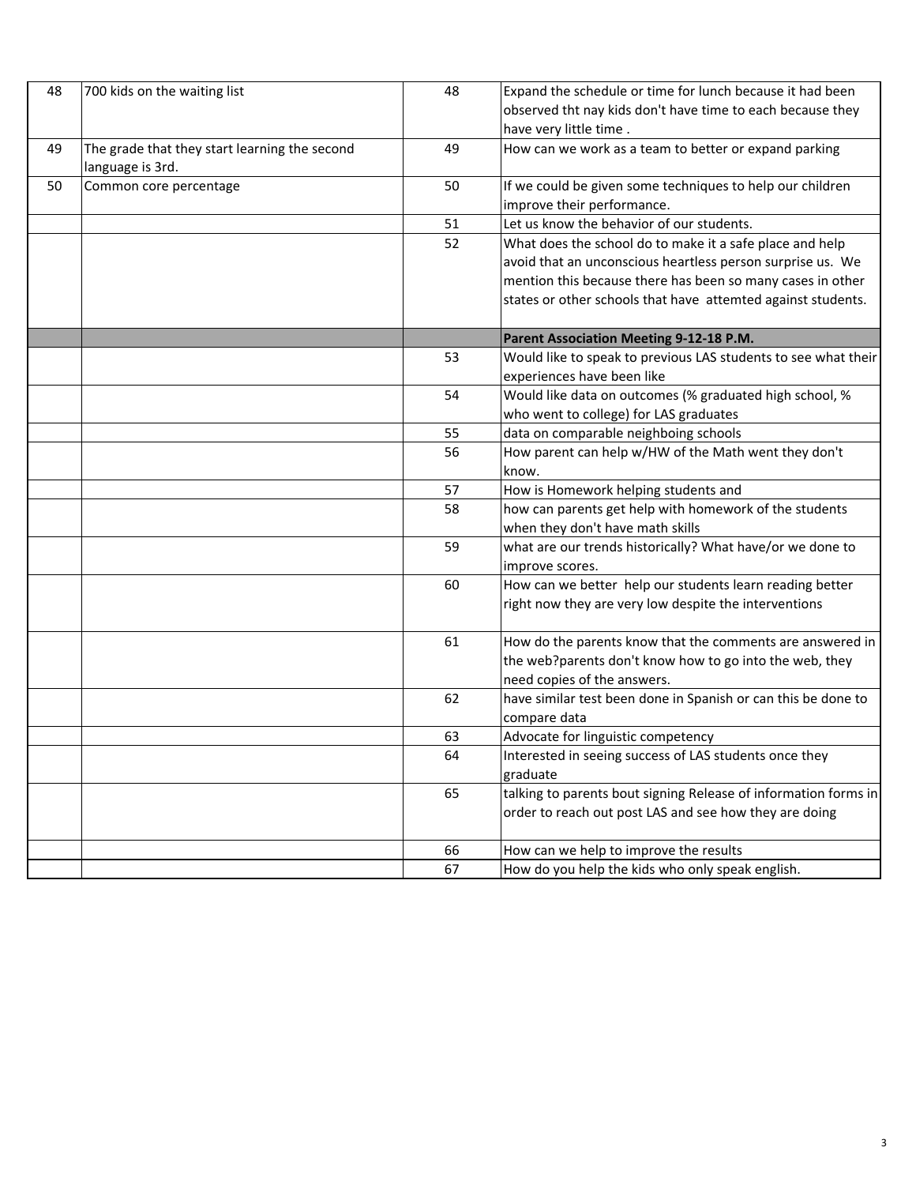| | | | |
|---|---|---|---|
| 48 | 700 kids on the waiting list | 48 | Expand the schedule or time for lunch because it had been observed tht nay kids don't have time to each because they have very little time . |
| 49 | The grade that they start learning the second language is 3rd. | 49 | How can we work as a team to better or expand parking |
| 50 | Common core percentage | 50 | If we could be given some techniques to help our children improve their performance. |
| | | 51 | Let us know the behavior of our students. |
| | | 52 | What does the school do to make it a safe place and help avoid that an unconscious heartless person surprise us. We mention this because there has been so many cases in other states or other schools that have attemted against students. |
| | | | **Parent Association Meeting 9-12-18 P.M.** |
| | | 53 | Would like to speak to previous LAS students to see what their experiences have been like |
| | | 54 | Would like data on outcomes (% graduated high school, % who went to college) for LAS graduates |
| | | 55 | data on comparable neighboing schools |
| | | 56 | How parent can help w/HW of the Math went they don't know. |
| | | 57 | How is Homework helping students and |
| | | 58 | how can parents get help with homework of the students when they don't have math skills |
| | | 59 | what are our trends historically? What have/or we done to improve scores. |
| | | 60 | How can we better help our students learn reading better right now they are very low despite the interventions |
| | | 61 | How do the parents know that the comments are answered in the web?parents don't know how to go into the web, they need copies of the answers. |
| | | 62 | have similar test been done in Spanish or can this be done to compare data |
| | | 63 | Advocate for linguistic competency |
| | | 64 | Interested in seeing success of LAS students once they graduate |
| | | 65 | talking to parents bout signing Release of information forms in order to reach out post LAS and see how they are doing |
| | | 66 | How can we help to improve the results |
| | | 67 | How do you help the kids who only speak english. |